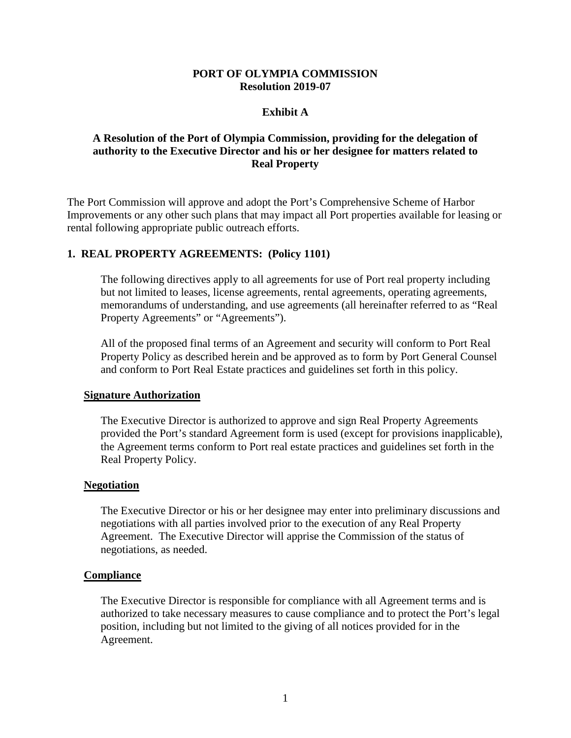**PORT OF OLYMPIA COMMISSION**
**Resolution 2019-07**

**Exhibit A**

**A Resolution of the Port of Olympia Commission, providing for the delegation of authority to the Executive Director and his or her designee for matters related to Real Property**

The Port Commission will approve and adopt the Port's Comprehensive Scheme of Harbor Improvements or any other such plans that may impact all Port properties available for leasing or rental following appropriate public outreach efforts.

## 1. REAL PROPERTY AGREEMENTS: (Policy 1101)

The following directives apply to all agreements for use of Port real property including but not limited to leases, license agreements, rental agreements, operating agreements, memorandums of understanding, and use agreements (all hereinafter referred to as "Real Property Agreements" or "Agreements").

All of the proposed final terms of an Agreement and security will conform to Port Real Property Policy as described herein and be approved as to form by Port General Counsel and conform to Port Real Estate practices and guidelines set forth in this policy.

### Signature Authorization

The Executive Director is authorized to approve and sign Real Property Agreements provided the Port's standard Agreement form is used (except for provisions inapplicable), the Agreement terms conform to Port real estate practices and guidelines set forth in the Real Property Policy.

### Negotiation

The Executive Director or his or her designee may enter into preliminary discussions and negotiations with all parties involved prior to the execution of any Real Property Agreement. The Executive Director will apprise the Commission of the status of negotiations, as needed.

### Compliance

The Executive Director is responsible for compliance with all Agreement terms and is authorized to take necessary measures to cause compliance and to protect the Port's legal position, including but not limited to the giving of all notices provided for in the Agreement.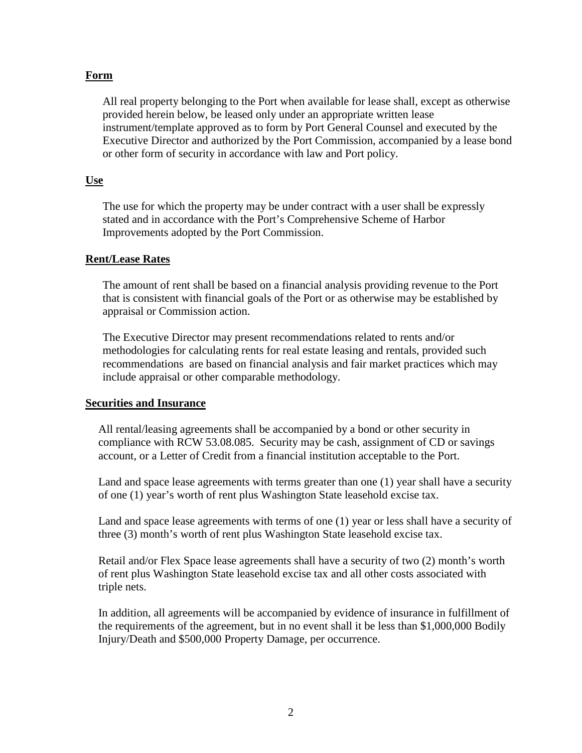**Form**

All real property belonging to the Port when available for lease shall, except as otherwise provided herein below, be leased only under an appropriate written lease instrument/template approved as to form by Port General Counsel and executed by the Executive Director and authorized by the Port Commission, accompanied by a lease bond or other form of security in accordance with law and Port policy.

**Use**

The use for which the property may be under contract with a user shall be expressly stated and in accordance with the Port's Comprehensive Scheme of Harbor Improvements adopted by the Port Commission.

**Rent/Lease Rates**

The amount of rent shall be based on a financial analysis providing revenue to the Port that is consistent with financial goals of the Port or as otherwise may be established by appraisal or Commission action.

The Executive Director may present recommendations related to rents and/or methodologies for calculating rents for real estate leasing and rentals, provided such recommendations are based on financial analysis and fair market practices which may include appraisal or other comparable methodology.

**Securities and Insurance**

All rental/leasing agreements shall be accompanied by a bond or other security in compliance with RCW 53.08.085. Security may be cash, assignment of CD or savings account, or a Letter of Credit from a financial institution acceptable to the Port.

Land and space lease agreements with terms greater than one (1) year shall have a security of one (1) year's worth of rent plus Washington State leasehold excise tax.

Land and space lease agreements with terms of one (1) year or less shall have a security of three (3) month's worth of rent plus Washington State leasehold excise tax.

Retail and/or Flex Space lease agreements shall have a security of two (2) month's worth of rent plus Washington State leasehold excise tax and all other costs associated with triple nets.

In addition, all agreements will be accompanied by evidence of insurance in fulfillment of the requirements of the agreement, but in no event shall it be less than $1,000,000 Bodily Injury/Death and $500,000 Property Damage, per occurrence.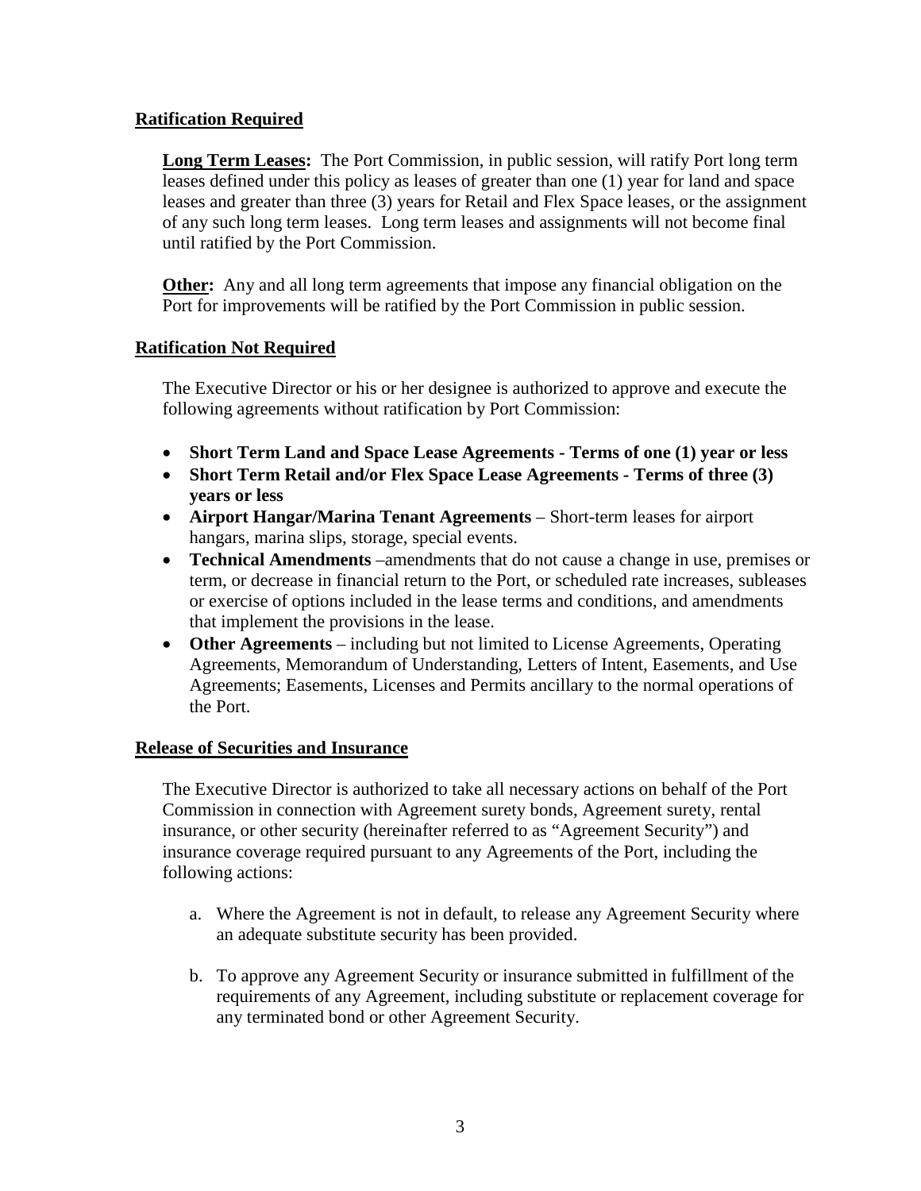## Ratification Required

**Long Term Leases:** The Port Commission, in public session, will ratify Port long term leases defined under this policy as leases of greater than one (1) year for land and space leases and greater than three (3) years for Retail and Flex Space leases, or the assignment of any such long term leases. Long term leases and assignments will not become final until ratified by the Port Commission.

**Other:** Any and all long term agreements that impose any financial obligation on the Port for improvements will be ratified by the Port Commission in public session.

## Ratification Not Required

The Executive Director or his or her designee is authorized to approve and execute the following agreements without ratification by Port Commission:

- **Short Term Land and Space Lease Agreements - Terms of one (1) year or less**
- **Short Term Retail and/or Flex Space Lease Agreements - Terms of three (3) years or less**
- **Airport Hangar/Marina Tenant Agreements** – Short-term leases for airport hangars, marina slips, storage, special events.
- **Technical Amendments** –amendments that do not cause a change in use, premises or term, or decrease in financial return to the Port, or scheduled rate increases, subleases or exercise of options included in the lease terms and conditions, and amendments that implement the provisions in the lease.
- **Other Agreements** – including but not limited to License Agreements, Operating Agreements, Memorandum of Understanding, Letters of Intent, Easements, and Use Agreements; Easements, Licenses and Permits ancillary to the normal operations of the Port.

## Release of Securities and Insurance

The Executive Director is authorized to take all necessary actions on behalf of the Port Commission in connection with Agreement surety bonds, Agreement surety, rental insurance, or other security (hereinafter referred to as "Agreement Security") and insurance coverage required pursuant to any Agreements of the Port, including the following actions:

a. Where the Agreement is not in default, to release any Agreement Security where an adequate substitute security has been provided.

b. To approve any Agreement Security or insurance submitted in fulfillment of the requirements of any Agreement, including substitute or replacement coverage for any terminated bond or other Agreement Security.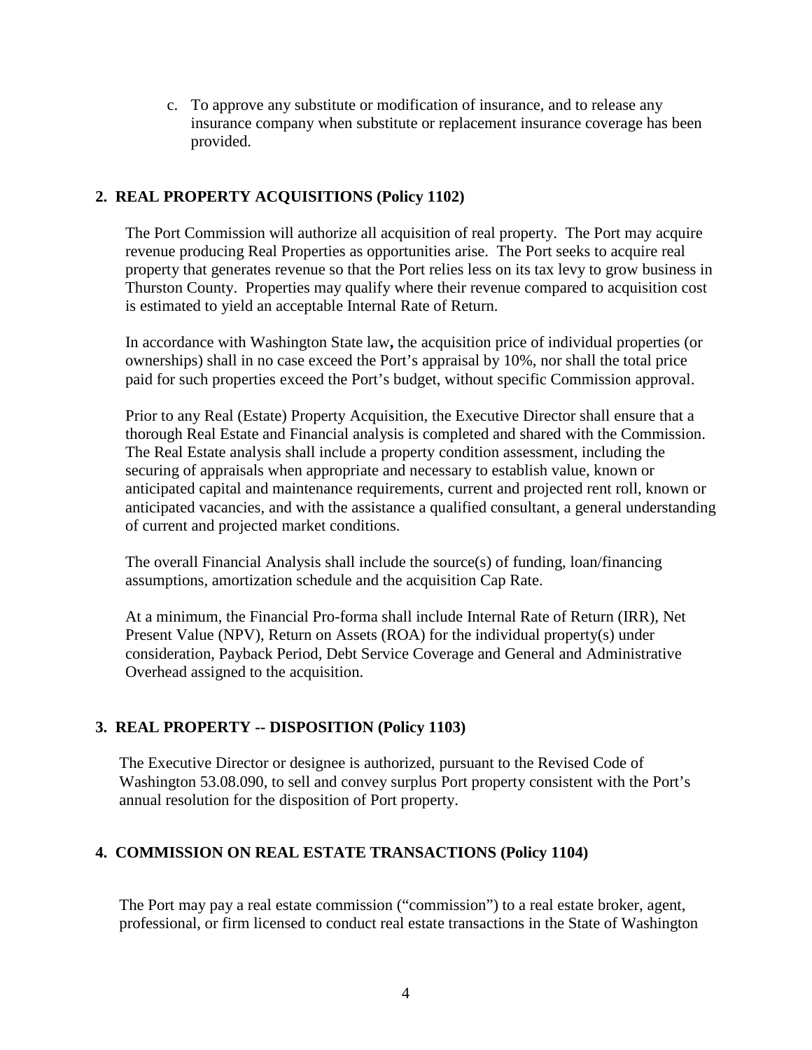c. To approve any substitute or modification of insurance, and to release any insurance company when substitute or replacement insurance coverage has been provided.

## 2. REAL PROPERTY ACQUISITIONS (Policy 1102)

The Port Commission will authorize all acquisition of real property. The Port may acquire revenue producing Real Properties as opportunities arise. The Port seeks to acquire real property that generates revenue so that the Port relies less on its tax levy to grow business in Thurston County. Properties may qualify where their revenue compared to acquisition cost is estimated to yield an acceptable Internal Rate of Return.

In accordance with Washington State law**,** the acquisition price of individual properties (or ownerships) shall in no case exceed the Port's appraisal by 10%, nor shall the total price paid for such properties exceed the Port's budget, without specific Commission approval.

Prior to any Real (Estate) Property Acquisition, the Executive Director shall ensure that a thorough Real Estate and Financial analysis is completed and shared with the Commission. The Real Estate analysis shall include a property condition assessment, including the securing of appraisals when appropriate and necessary to establish value, known or anticipated capital and maintenance requirements, current and projected rent roll, known or anticipated vacancies, and with the assistance a qualified consultant, a general understanding of current and projected market conditions.

The overall Financial Analysis shall include the source(s) of funding, loan/financing assumptions, amortization schedule and the acquisition Cap Rate.

At a minimum, the Financial Pro-forma shall include Internal Rate of Return (IRR), Net Present Value (NPV), Return on Assets (ROA) for the individual property(s) under consideration, Payback Period, Debt Service Coverage and General and Administrative Overhead assigned to the acquisition.

## 3. REAL PROPERTY -- DISPOSITION (Policy 1103)

The Executive Director or designee is authorized, pursuant to the Revised Code of Washington 53.08.090, to sell and convey surplus Port property consistent with the Port's annual resolution for the disposition of Port property.

## 4. COMMISSION ON REAL ESTATE TRANSACTIONS (Policy 1104)

The Port may pay a real estate commission ("commission") to a real estate broker, agent, professional, or firm licensed to conduct real estate transactions in the State of Washington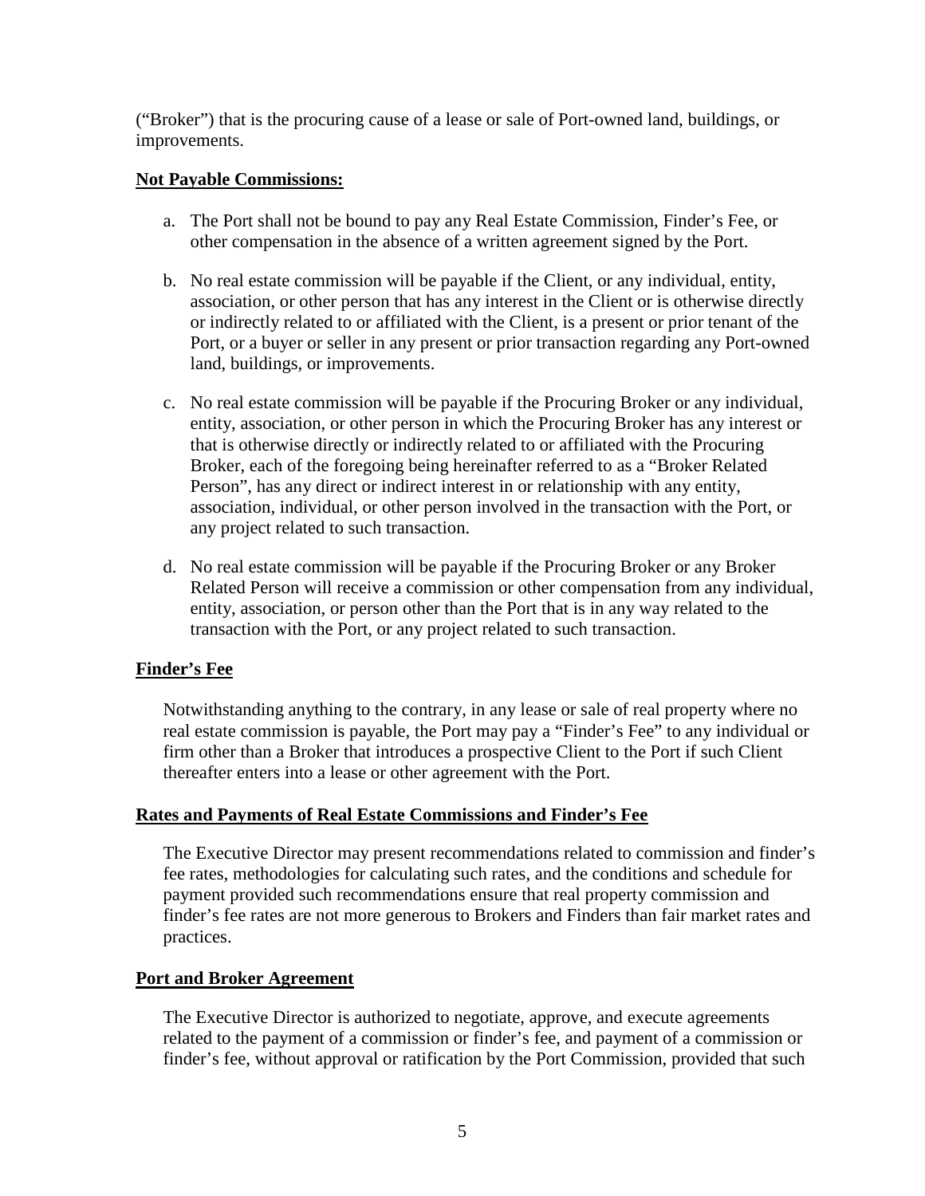("Broker") that is the procuring cause of a lease or sale of Port-owned land, buildings, or improvements.

**Not Payable Commissions:**

a. The Port shall not be bound to pay any Real Estate Commission, Finder's Fee, or other compensation in the absence of a written agreement signed by the Port.

b. No real estate commission will be payable if the Client, or any individual, entity, association, or other person that has any interest in the Client or is otherwise directly or indirectly related to or affiliated with the Client, is a present or prior tenant of the Port, or a buyer or seller in any present or prior transaction regarding any Port-owned land, buildings, or improvements.

c. No real estate commission will be payable if the Procuring Broker or any individual, entity, association, or other person in which the Procuring Broker has any interest or that is otherwise directly or indirectly related to or affiliated with the Procuring Broker, each of the foregoing being hereinafter referred to as a "Broker Related Person", has any direct or indirect interest in or relationship with any entity, association, individual, or other person involved in the transaction with the Port, or any project related to such transaction.

d. No real estate commission will be payable if the Procuring Broker or any Broker Related Person will receive a commission or other compensation from any individual, entity, association, or person other than the Port that is in any way related to the transaction with the Port, or any project related to such transaction.

**Finder's Fee**

Notwithstanding anything to the contrary, in any lease or sale of real property where no real estate commission is payable, the Port may pay a "Finder's Fee" to any individual or firm other than a Broker that introduces a prospective Client to the Port if such Client thereafter enters into a lease or other agreement with the Port.

**Rates and Payments of Real Estate Commissions and Finder's Fee**

The Executive Director may present recommendations related to commission and finder's fee rates, methodologies for calculating such rates, and the conditions and schedule for payment provided such recommendations ensure that real property commission and finder's fee rates are not more generous to Brokers and Finders than fair market rates and practices.

**Port and Broker Agreement**

The Executive Director is authorized to negotiate, approve, and execute agreements related to the payment of a commission or finder's fee, and payment of a commission or finder's fee, without approval or ratification by the Port Commission, provided that such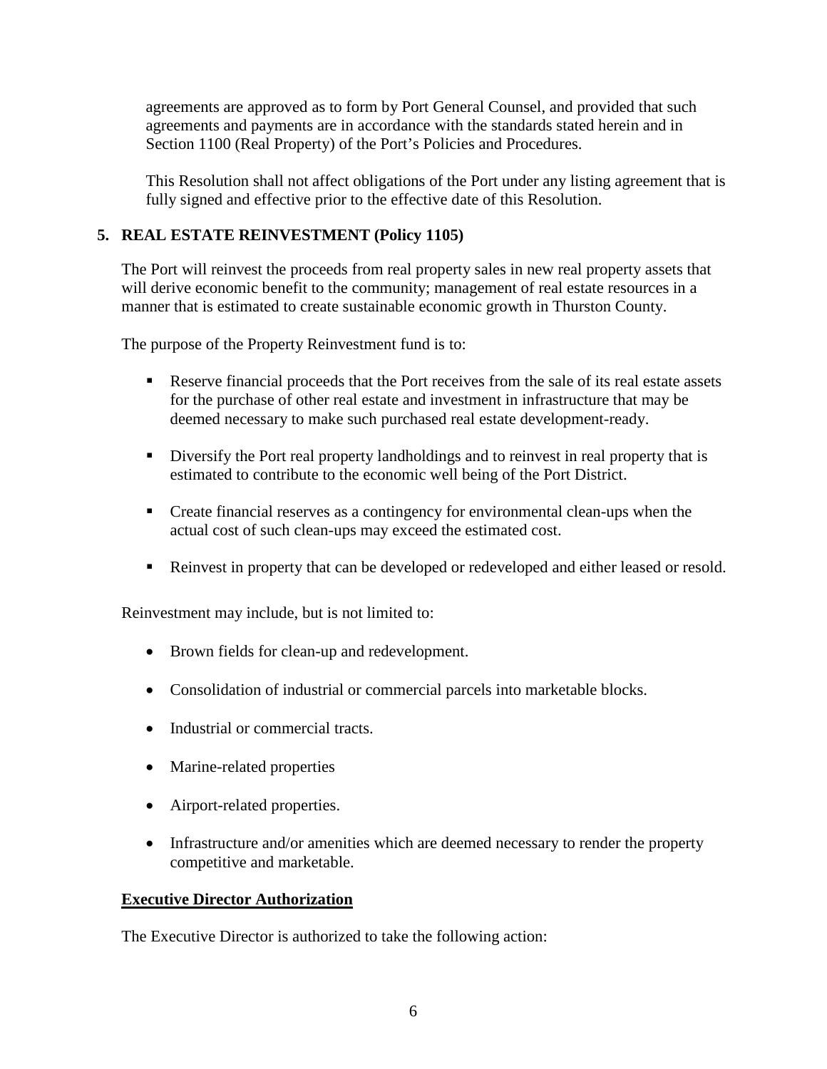agreements are approved as to form by Port General Counsel, and provided that such agreements and payments are in accordance with the standards stated herein and in Section 1100 (Real Property) of the Port's Policies and Procedures.

This Resolution shall not affect obligations of the Port under any listing agreement that is fully signed and effective prior to the effective date of this Resolution.

## 5. REAL ESTATE REINVESTMENT (Policy 1105)

The Port will reinvest the proceeds from real property sales in new real property assets that will derive economic benefit to the community; management of real estate resources in a manner that is estimated to create sustainable economic growth in Thurston County.

The purpose of the Property Reinvestment fund is to:

- Reserve financial proceeds that the Port receives from the sale of its real estate assets for the purchase of other real estate and investment in infrastructure that may be deemed necessary to make such purchased real estate development-ready.
- Diversify the Port real property landholdings and to reinvest in real property that is estimated to contribute to the economic well being of the Port District.
- Create financial reserves as a contingency for environmental clean-ups when the actual cost of such clean-ups may exceed the estimated cost.
- Reinvest in property that can be developed or redeveloped and either leased or resold.

Reinvestment may include, but is not limited to:

- Brown fields for clean-up and redevelopment.
- Consolidation of industrial or commercial parcels into marketable blocks.
- Industrial or commercial tracts.
- Marine-related properties
- Airport-related properties.
- Infrastructure and/or amenities which are deemed necessary to render the property competitive and marketable.

**Executive Director Authorization**

The Executive Director is authorized to take the following action: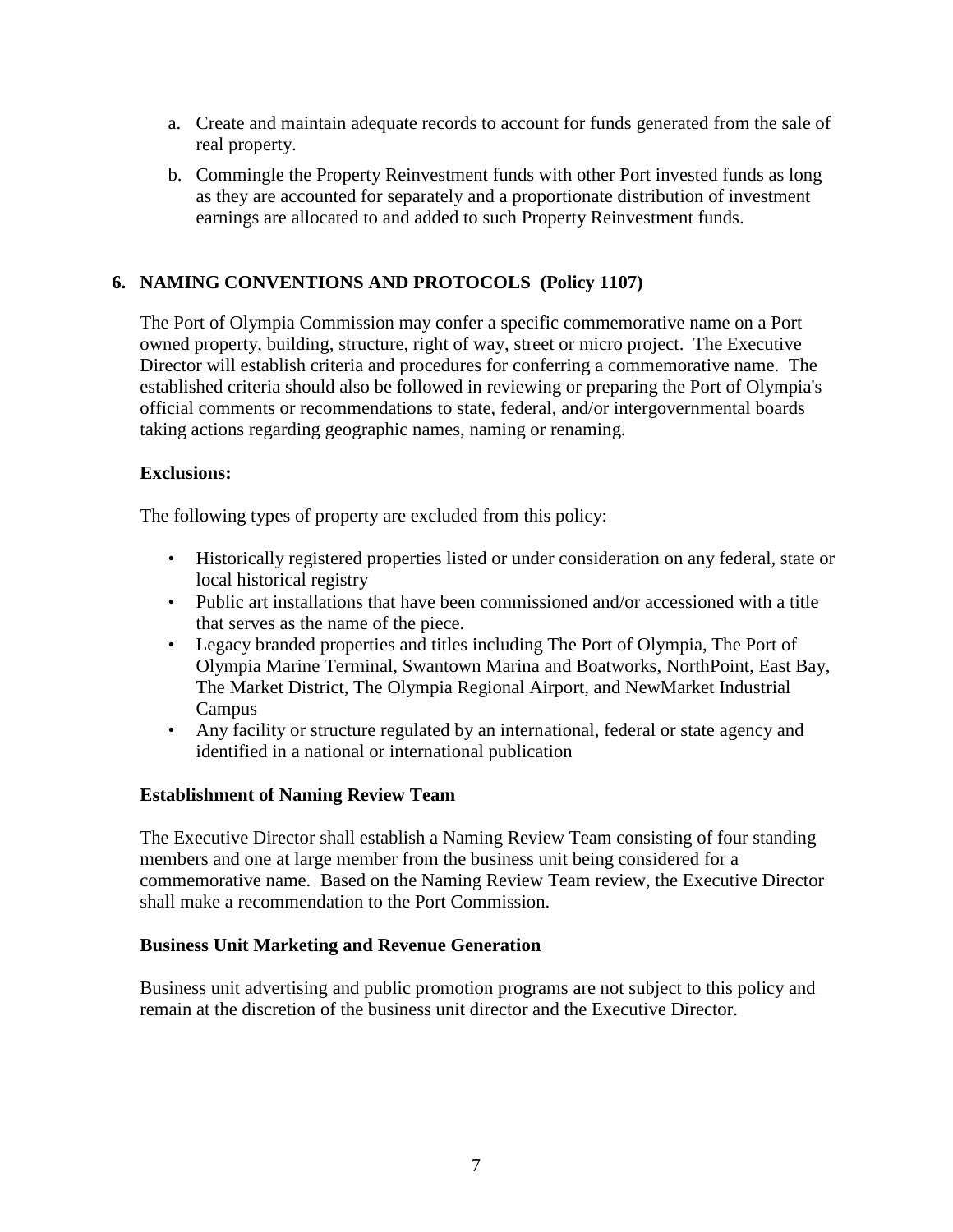a. Create and maintain adequate records to account for funds generated from the sale of real property.

b. Commingle the Property Reinvestment funds with other Port invested funds as long as they are accounted for separately and a proportionate distribution of investment earnings are allocated to and added to such Property Reinvestment funds.

## 6. NAMING CONVENTIONS AND PROTOCOLS (Policy 1107)

The Port of Olympia Commission may confer a specific commemorative name on a Port owned property, building, structure, right of way, street or micro project. The Executive Director will establish criteria and procedures for conferring a commemorative name. The established criteria should also be followed in reviewing or preparing the Port of Olympia's official comments or recommendations to state, federal, and/or intergovernmental boards taking actions regarding geographic names, naming or renaming.

### Exclusions:

The following types of property are excluded from this policy:

- Historically registered properties listed or under consideration on any federal, state or local historical registry
- Public art installations that have been commissioned and/or accessioned with a title that serves as the name of the piece.
- Legacy branded properties and titles including The Port of Olympia, The Port of Olympia Marine Terminal, Swantown Marina and Boatworks, NorthPoint, East Bay, The Market District, The Olympia Regional Airport, and NewMarket Industrial Campus
- Any facility or structure regulated by an international, federal or state agency and identified in a national or international publication

### Establishment of Naming Review Team

The Executive Director shall establish a Naming Review Team consisting of four standing members and one at large member from the business unit being considered for a commemorative name. Based on the Naming Review Team review, the Executive Director shall make a recommendation to the Port Commission.

### Business Unit Marketing and Revenue Generation

Business unit advertising and public promotion programs are not subject to this policy and remain at the discretion of the business unit director and the Executive Director.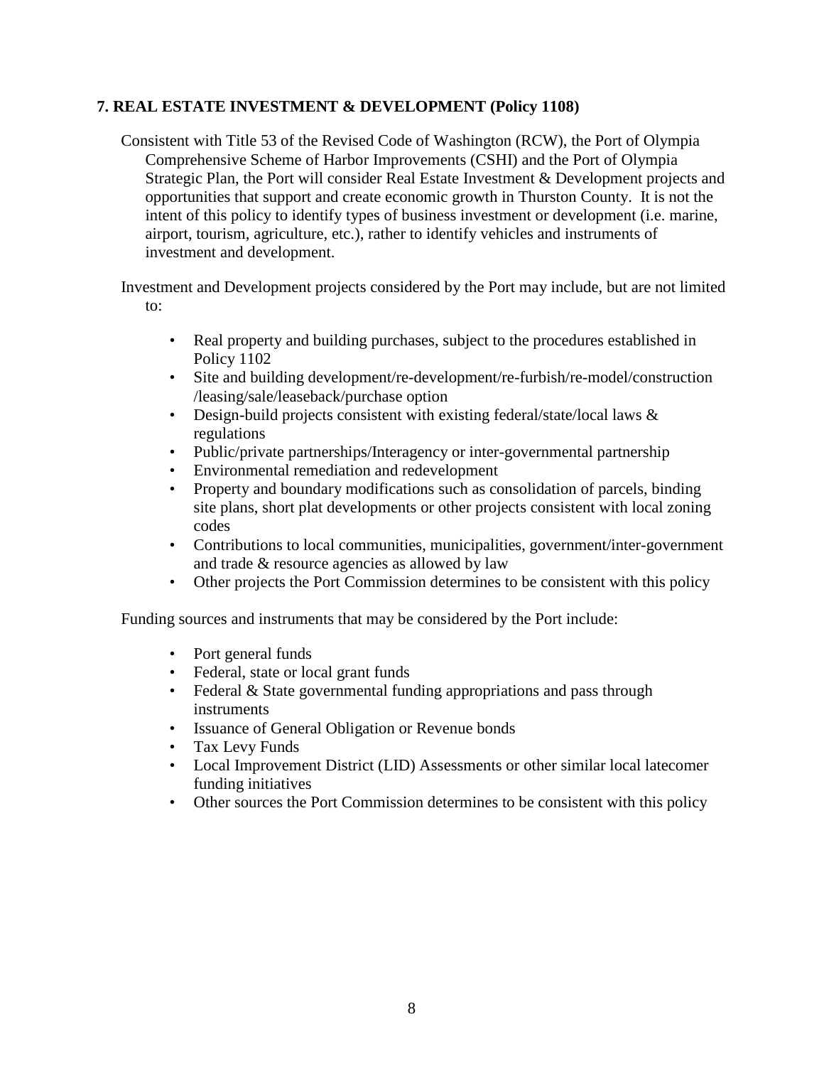### 7. REAL ESTATE INVESTMENT & DEVELOPMENT (Policy 1108)

Consistent with Title 53 of the Revised Code of Washington (RCW), the Port of Olympia Comprehensive Scheme of Harbor Improvements (CSHI) and the Port of Olympia Strategic Plan, the Port will consider Real Estate Investment & Development projects and opportunities that support and create economic growth in Thurston County. It is not the intent of this policy to identify types of business investment or development (i.e. marine, airport, tourism, agriculture, etc.), rather to identify vehicles and instruments of investment and development.

Investment and Development projects considered by the Port may include, but are not limited to:

- Real property and building purchases, subject to the procedures established in Policy 1102
- Site and building development/re-development/re-furbish/re-model/construction /leasing/sale/leaseback/purchase option
- Design-build projects consistent with existing federal/state/local laws & regulations
- Public/private partnerships/Interagency or inter-governmental partnership
- Environmental remediation and redevelopment
- Property and boundary modifications such as consolidation of parcels, binding site plans, short plat developments or other projects consistent with local zoning codes
- Contributions to local communities, municipalities, government/inter-government and trade & resource agencies as allowed by law
- Other projects the Port Commission determines to be consistent with this policy

Funding sources and instruments that may be considered by the Port include:

- Port general funds
- Federal, state or local grant funds
- Federal & State governmental funding appropriations and pass through instruments
- Issuance of General Obligation or Revenue bonds
- Tax Levy Funds
- Local Improvement District (LID) Assessments or other similar local latecomer funding initiatives
- Other sources the Port Commission determines to be consistent with this policy